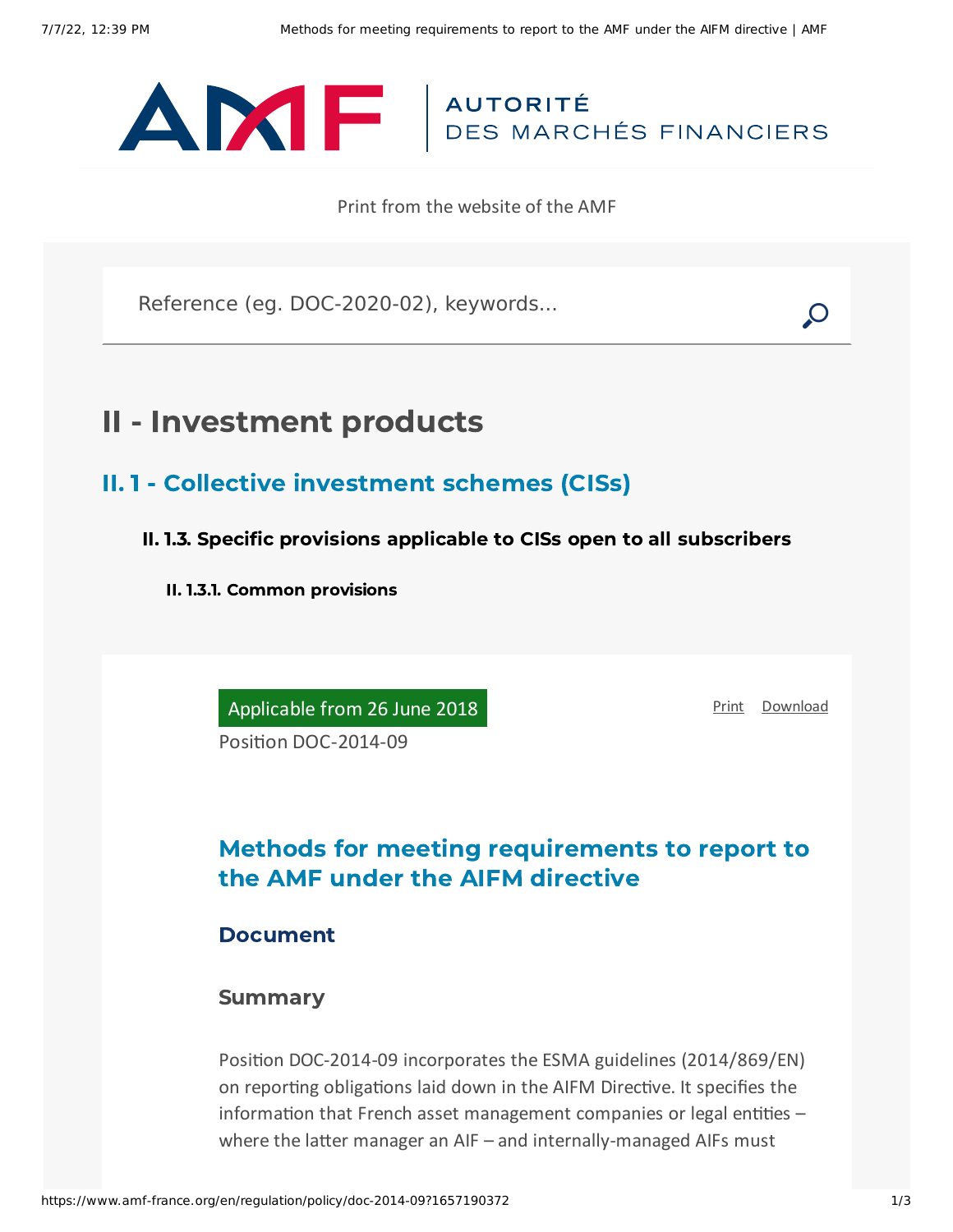AUTORITÉ DES MARCHÉS FINANCIERS

Print from the website of the AMF

Reference (eg. DOC-2020-02), keywords...

# II - Investment products

## II. 1 - Collective investment schemes (CISs)

### II. 1.3. Specific provisions applicable to CISs open to all subscribers

#### II. 1.3.1. Common provisions

Applicable from 26 June 2018

Print Download

Position DOC-2014-09

## Methods for meeting requirements to report to the AMF under the AIFM directive

### Document

### Summary

Position DOC-2014-09 incorporates the ESMA guidelines (2014/869/EN) on reporting obligations laid down in the AIFM Directive. It specifies the information that French asset management companies or legal entities – where the latter manager an AIF – and internally-managed AIFs must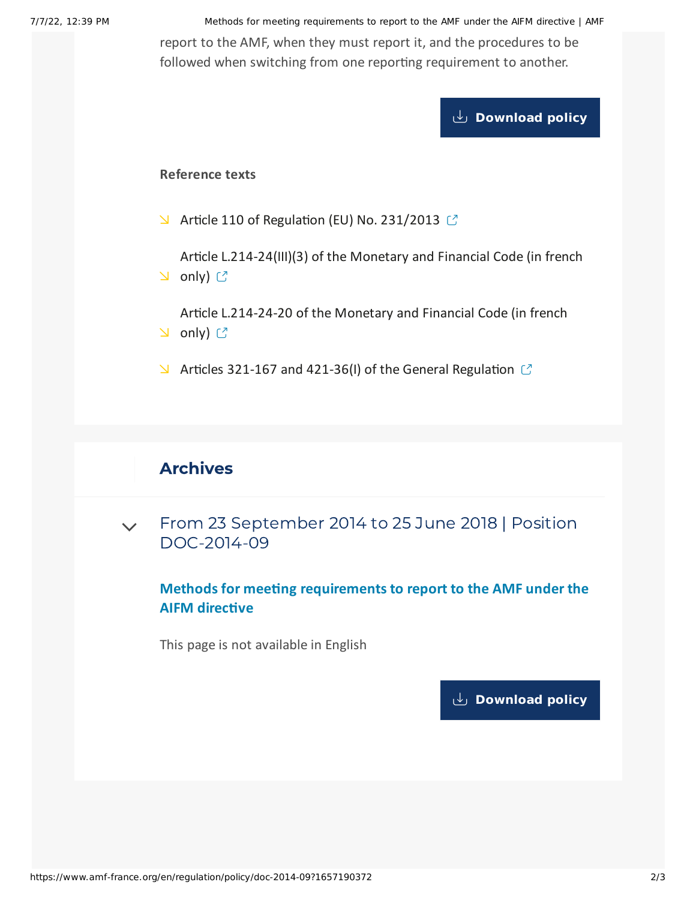report to the AMF, when they must report it, and the procedures to be followed when switching from one reporting requirement to another.

Download policy

**Reference texts**

- Article 110 of Regulation (EU) No. 231/2013
- Article L.214-24(III)(3) of the Monetary and Financial Code (in french only)
- Article L.214-24-20 of the Monetary and Financial Code (in french only)
- Articles 321-167 and 421-36(I) of the General Regulation

## Archives

### From 23 September 2014 to 25 June 2018 | Position DOC-2014-09

**Methods for meeting requirements to report to the AMF under the AIFM directive**

This page is not available in English

Download policy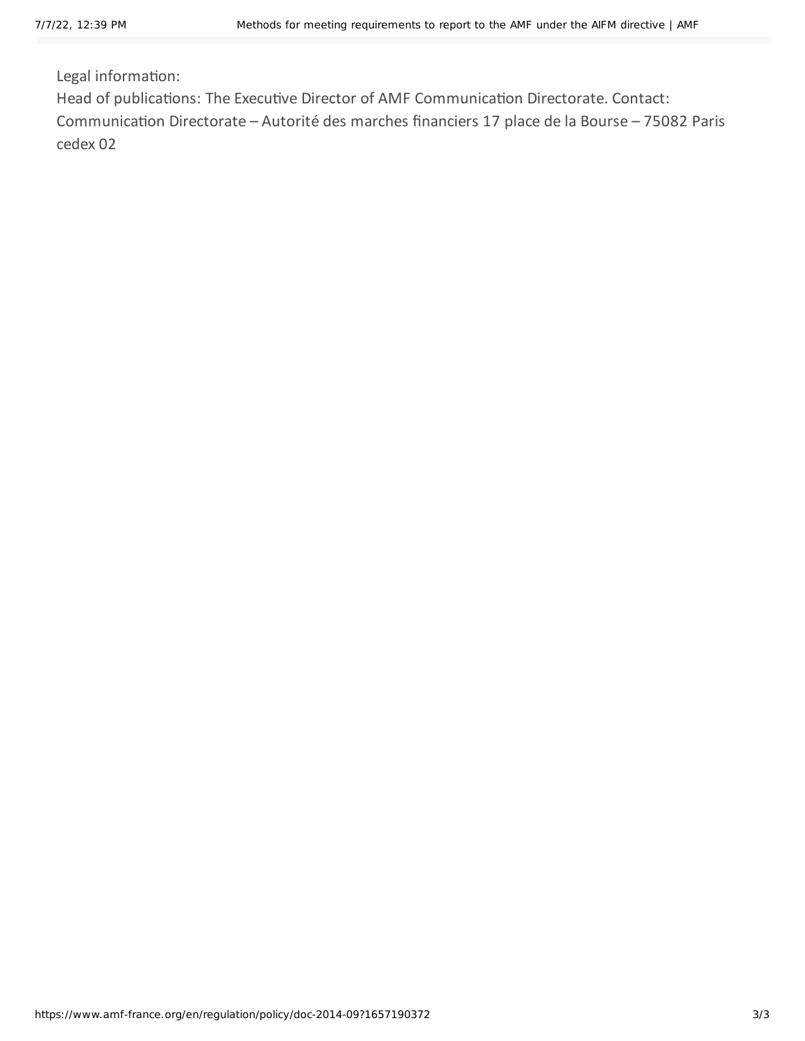Legal information:
Head of publications: The Executive Director of AMF Communication Directorate. Contact: Communication Directorate – Autorité des marches financiers 17 place de la Bourse – 75082 Paris cedex 02